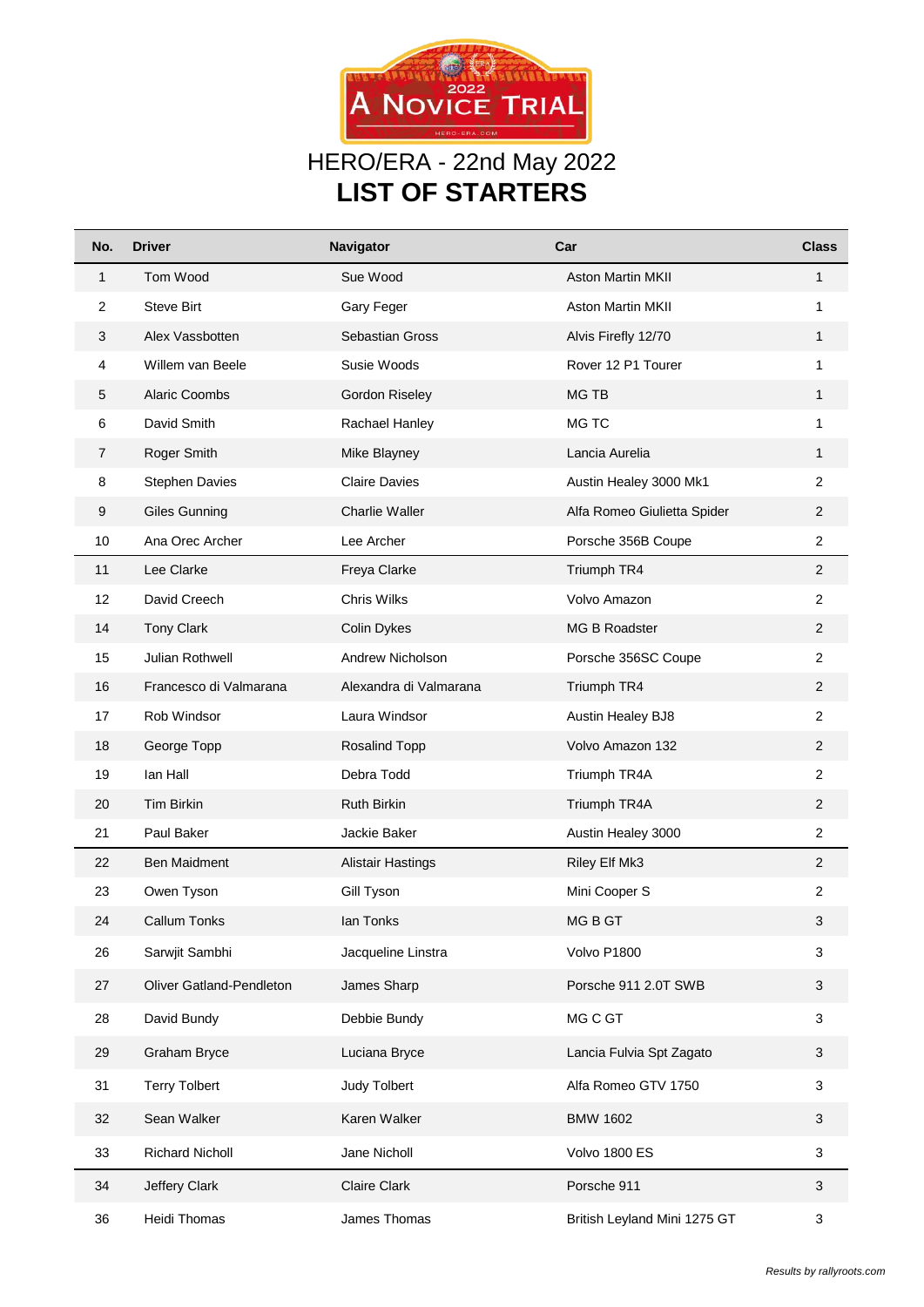2022 A NOVICE TRIAL

HERO-ERA.COM

# HERO/ERA - 22nd May 2022

# LIST OF STARTERS

| No. | Driver | Navigator | Car | Class |
|---|---|---|---|---|
| 1 | Tom Wood | Sue Wood | Aston Martin MKII | 1 |
| 2 | Steve Birt | Gary Feger | Aston Martin MKII | 1 |
| 3 | Alex Vassbotten | Sebastian Gross | Alvis Firefly 12/70 | 1 |
| 4 | Willem van Beele | Susie Woods | Rover 12 P1 Tourer | 1 |
| 5 | Alaric Coombs | Gordon Riseley | MG TB | 1 |
| 6 | David Smith | Rachael Hanley | MG TC | 1 |
| 7 | Roger Smith | Mike Blayney | Lancia Aurelia | 1 |
| 8 | Stephen Davies | Claire Davies | Austin Healey 3000 Mk1 | 2 |
| 9 | Giles Gunning | Charlie Waller | Alfa Romeo Giulietta Spider | 2 |
| 10 | Ana Orec Archer | Lee Archer | Porsche 356B Coupe | 2 |
| 11 | Lee Clarke | Freya Clarke | Triumph TR4 | 2 |
| 12 | David Creech | Chris Wilks | Volvo Amazon | 2 |
| 14 | Tony Clark | Colin Dykes | MG B Roadster | 2 |
| 15 | Julian Rothwell | Andrew Nicholson | Porsche 356SC Coupe | 2 |
| 16 | Francesco di Valmarana | Alexandra di Valmarana | Triumph TR4 | 2 |
| 17 | Rob Windsor | Laura Windsor | Austin Healey BJ8 | 2 |
| 18 | George Topp | Rosalind Topp | Volvo Amazon 132 | 2 |
| 19 | Ian Hall | Debra Todd | Triumph TR4A | 2 |
| 20 | Tim Birkin | Ruth Birkin | Triumph TR4A | 2 |
| 21 | Paul Baker | Jackie Baker | Austin Healey 3000 | 2 |
| 22 | Ben Maidment | Alistair Hastings | Riley Elf Mk3 | 2 |
| 23 | Owen Tyson | Gill Tyson | Mini Cooper S | 2 |
| 24 | Callum Tonks | Ian Tonks | MG B GT | 3 |
| 26 | Sarwjit Sambhi | Jacqueline Linstra | Volvo P1800 | 3 |
| 27 | Oliver Gatland-Pendleton | James Sharp | Porsche 911 2.0T SWB | 3 |
| 28 | David Bundy | Debbie Bundy | MG C GT | 3 |
| 29 | Graham Bryce | Luciana Bryce | Lancia Fulvia Spt Zagato | 3 |
| 31 | Terry Tolbert | Judy Tolbert | Alfa Romeo GTV 1750 | 3 |
| 32 | Sean Walker | Karen Walker | BMW 1602 | 3 |
| 33 | Richard Nicholl | Jane Nicholl | Volvo 1800 ES | 3 |
| 34 | Jeffery Clark | Claire Clark | Porsche 911 | 3 |
| 36 | Heidi Thomas | James Thomas | British Leyland Mini 1275 GT | 3 |

*Results by rallyroots.com*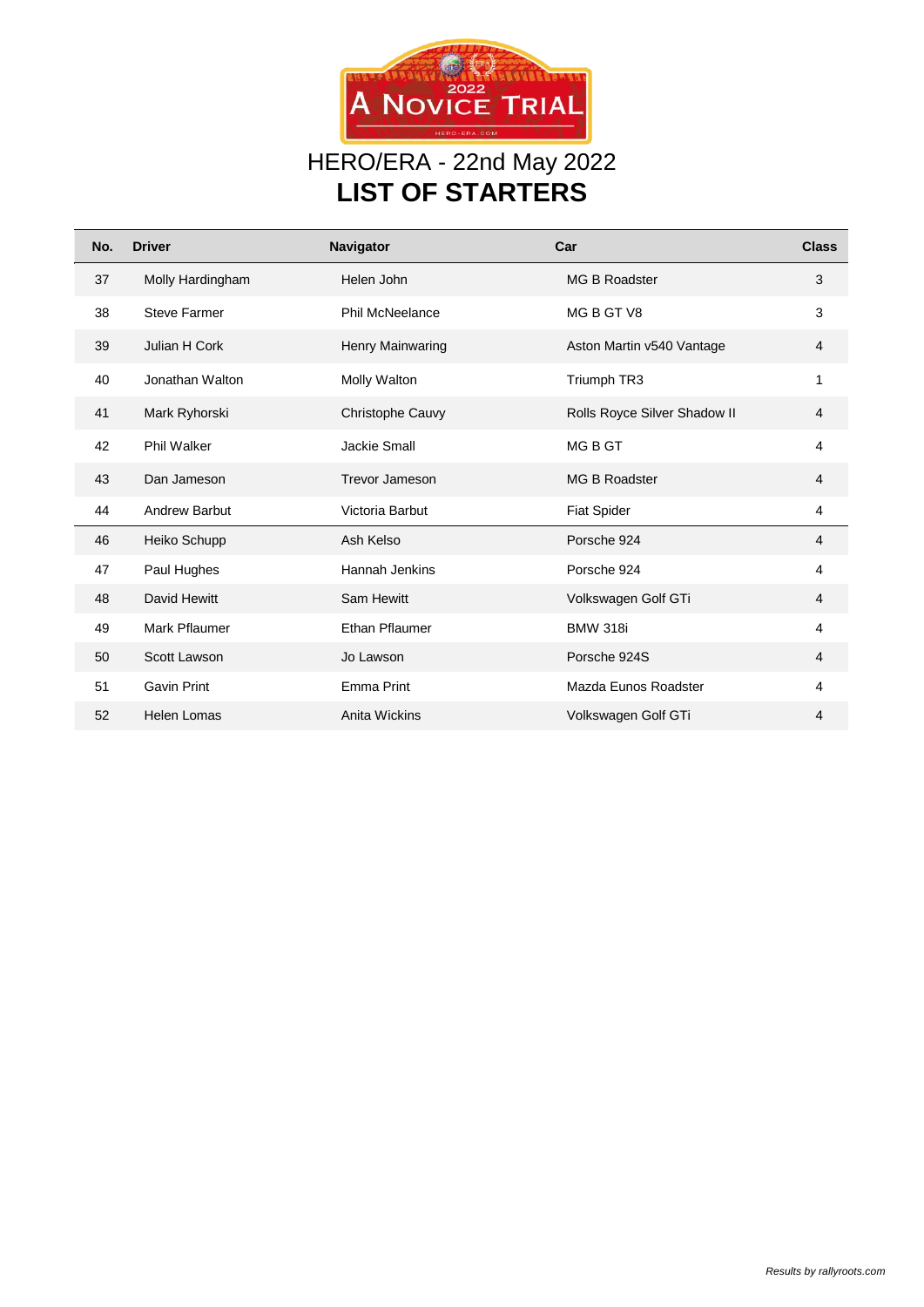HERO/ERA - 22nd May 2022

# LIST OF STARTERS

| No. | Driver | Navigator | Car | Class |
|---|---|---|---|---|
| 37 | Molly Hardingham | Helen John | MG B Roadster | 3 |
| 38 | Steve Farmer | Phil McNeelance | MG B GT V8 | 3 |
| 39 | Julian H Cork | Henry Mainwaring | Aston Martin v540 Vantage | 4 |
| 40 | Jonathan Walton | Molly Walton | Triumph TR3 | 1 |
| 41 | Mark Ryhorski | Christophe Cauvy | Rolls Royce Silver Shadow II | 4 |
| 42 | Phil Walker | Jackie Small | MG B GT | 4 |
| 43 | Dan Jameson | Trevor Jameson | MG B Roadster | 4 |
| 44 | Andrew Barbut | Victoria Barbut | Fiat Spider | 4 |
| 46 | Heiko Schupp | Ash Kelso | Porsche 924 | 4 |
| 47 | Paul Hughes | Hannah Jenkins | Porsche 924 | 4 |
| 48 | David Hewitt | Sam Hewitt | Volkswagen Golf GTi | 4 |
| 49 | Mark Pflaumer | Ethan Pflaumer | BMW 318i | 4 |
| 50 | Scott Lawson | Jo Lawson | Porsche 924S | 4 |
| 51 | Gavin Print | Emma Print | Mazda Eunos Roadster | 4 |
| 52 | Helen Lomas | Anita Wickins | Volkswagen Golf GTi | 4 |

*Results by rallyroots.com*